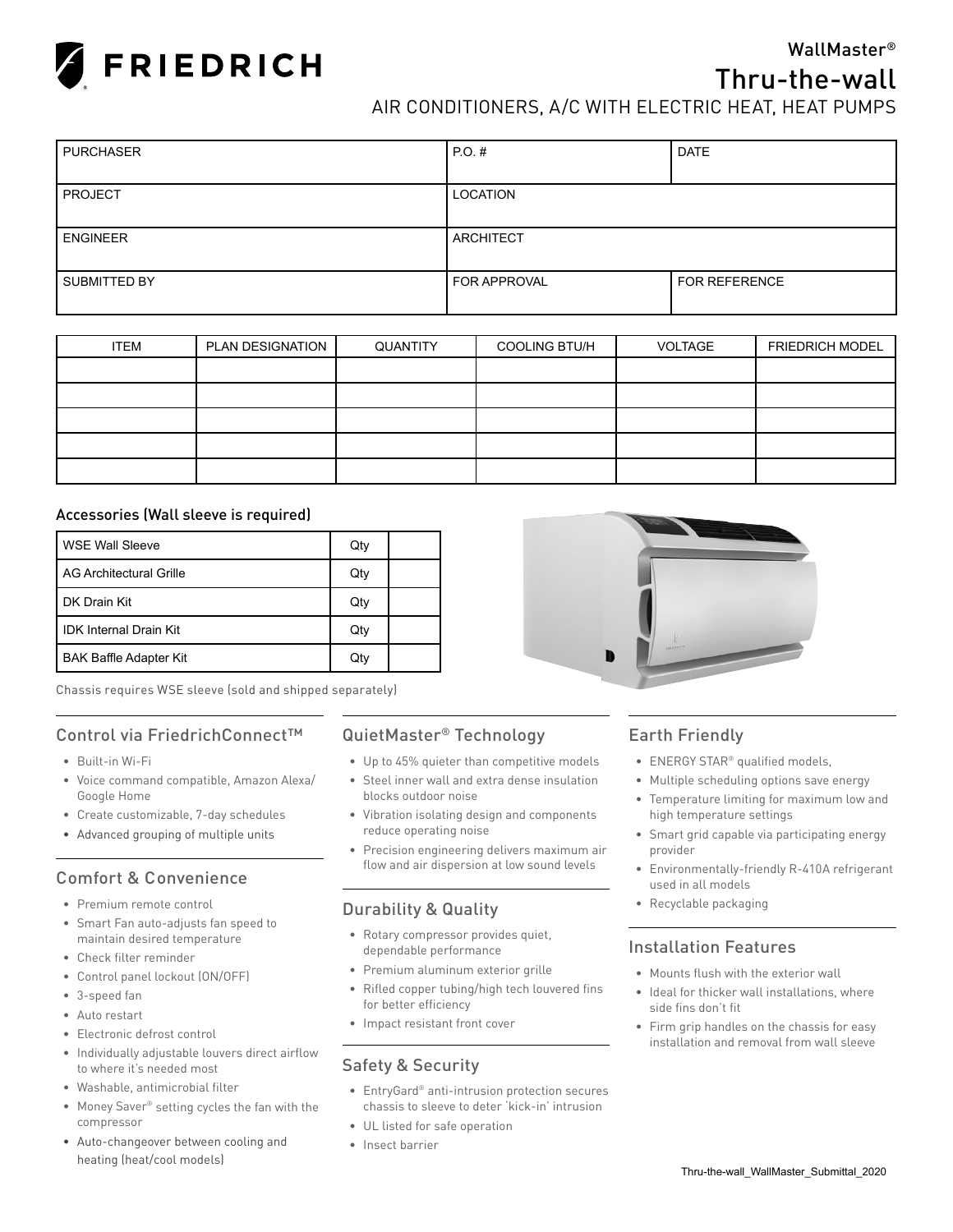# FRIEDRICH

## WallMaster®

# Thru-the-wall

AIR CONDITIONERS, A/C WITH ELECTRIC HEAT, HEAT PUMPS

| PURCHASER | P.O. # | DATE |
|---|---|---|
| PROJECT | LOCATION | |
| ENGINEER | ARCHITECT | |
| SUBMITTED BY | FOR APPROVAL | FOR REFERENCE |

| ITEM | PLAN DESIGNATION | QUANTITY | COOLING BTU/H | VOLTAGE | FRIEDRICH MODEL |
|---|---|---|---|---|---|
| | | | | | |
| | | | | | |
| | | | | | |
| | | | | | |
| | | | | | |

### Accessories (Wall sleeve is required)

| | | |
|---|---|---|
| WSE Wall Sleeve | Qty | |
| AG Architectural Grille | Qty | |
| DK Drain Kit | Qty | |
| IDK Internal Drain Kit | Qty | |
| BAK Baffle Adapter Kit | Qty | |

Chassis requires WSE sleeve (sold and shipped separately)

### Control via FriedrichConnect™

- Built-in Wi-Fi
- Voice command compatible, Amazon Alexa/ Google Home
- Create customizable, 7-day schedules
- Advanced grouping of multiple units

### Comfort & Convenience

- Premium remote control
- Smart Fan auto-adjusts fan speed to maintain desired temperature
- Check filter reminder
- Control panel lockout (ON/OFF)
- 3-speed fan
- Auto restart
- Electronic defrost control
- Individually adjustable louvers direct airflow to where it's needed most
- Washable, antimicrobial filter
- Money Saver® setting cycles the fan with the compressor
- Auto-changeover between cooling and heating (heat/cool models)

### QuietMaster® Technology

- Up to 45% quieter than competitive models
- Steel inner wall and extra dense insulation blocks outdoor noise
- Vibration isolating design and components reduce operating noise
- Precision engineering delivers maximum air flow and air dispersion at low sound levels

### Durability & Quality

- Rotary compressor provides quiet, dependable performance
- Premium aluminum exterior grille
- Rifled copper tubing/high tech louvered fins for better efficiency
- Impact resistant front cover

### Safety & Security

- EntryGard® anti-intrusion protection secures chassis to sleeve to deter 'kick-in' intrusion
- UL listed for safe operation
- Insect barrier

### Earth Friendly

- ENERGY STAR® qualified models,
- Multiple scheduling options save energy
- Temperature limiting for maximum low and high temperature settings
- Smart grid capable via participating energy provider
- Environmentally-friendly R-410A refrigerant used in all models
- Recyclable packaging

### Installation Features

- Mounts flush with the exterior wall
- Ideal for thicker wall installations, where side fins don't fit
- Firm grip handles on the chassis for easy installation and removal from wall sleeve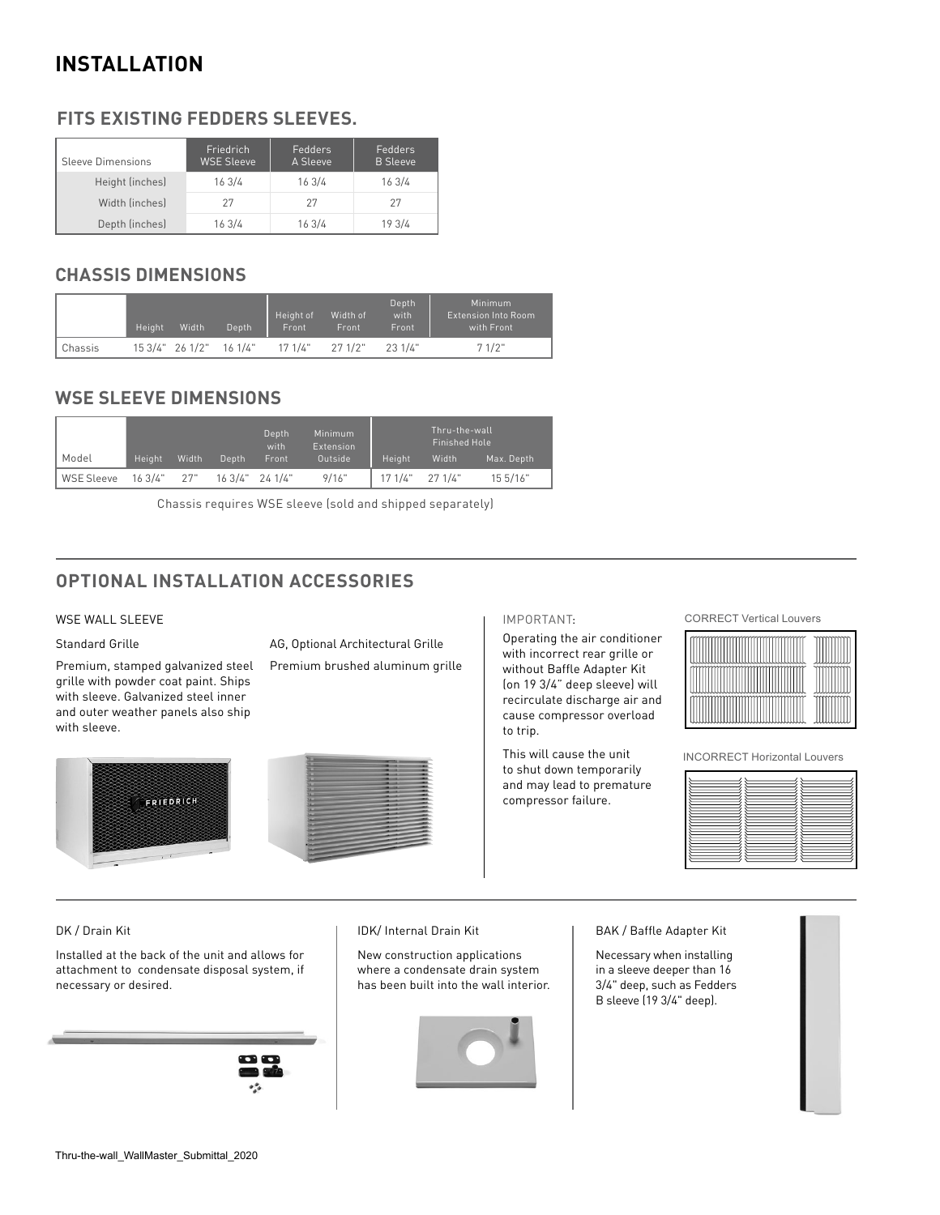# INSTALLATION

## FITS EXISTING FEDDERS SLEEVES.

| Sleeve Dimensions | Friedrich WSE Sleeve | Fedders A Sleeve | Fedders B Sleeve |
|---|---|---|---|
| Height (inches) | 16 3/4 | 16 3/4 | 16 3/4 |
| Width (inches) | 27 | 27 | 27 |
| Depth (inches) | 16 3/4 | 16 3/4 | 19 3/4 |

## CHASSIS DIMENSIONS

| | Height | Width | Depth | Height of Front | Width of Front | Depth with Front | Minimum Extension Into Room with Front |
|---|---|---|---|---|---|---|---|
| Chassis | 15 3/4" | 26 1/2" | 16 1/4" | 17 1/4" | 27 1/2" | 23 1/4" | 7 1/2" |

## WSE SLEEVE DIMENSIONS

| | | | | | | Thru-the-wall Finished Hole | | |
|---|---|---|---|---|---|---|---|---|
| Model | Height | Width | Depth | Depth with Front | Minimum Extension Outside | Height | Width | Max. Depth |
| WSE Sleeve | 16 3/4" | 27" | 16 3/4" | 24 1/4" | 9/16" | 17 1/4" | 27 1/4" | 15 5/16" |

Chassis requires WSE sleeve (sold and shipped separately)

## OPTIONAL INSTALLATION ACCESSORIES

WSE WALL SLEEVE

Standard Grille

Premium, stamped galvanized steel grille with powder coat paint. Ships with sleeve. Galvanized steel inner and outer weather panels also ship with sleeve.

AG, Optional Architectural Grille

Premium brushed aluminum grille

IMPORTANT:

Operating the air conditioner with incorrect rear grille or without Baffle Adapter Kit (on 19 3/4" deep sleeve) will recirculate discharge air and cause compressor overload to trip.

This will cause the unit to shut down temporarily and may lead to premature compressor failure.

CORRECT Vertical Louvers

INCORRECT Horizontal Louvers

DK / Drain Kit

Installed at the back of the unit and allows for attachment to condensate disposal system, if necessary or desired.

IDK/ Internal Drain Kit

New construction applications where a condensate drain system has been built into the wall interior.

BAK / Baffle Adapter Kit

Necessary when installing in a sleeve deeper than 16 3/4" deep, such as Fedders B sleeve (19 3/4" deep).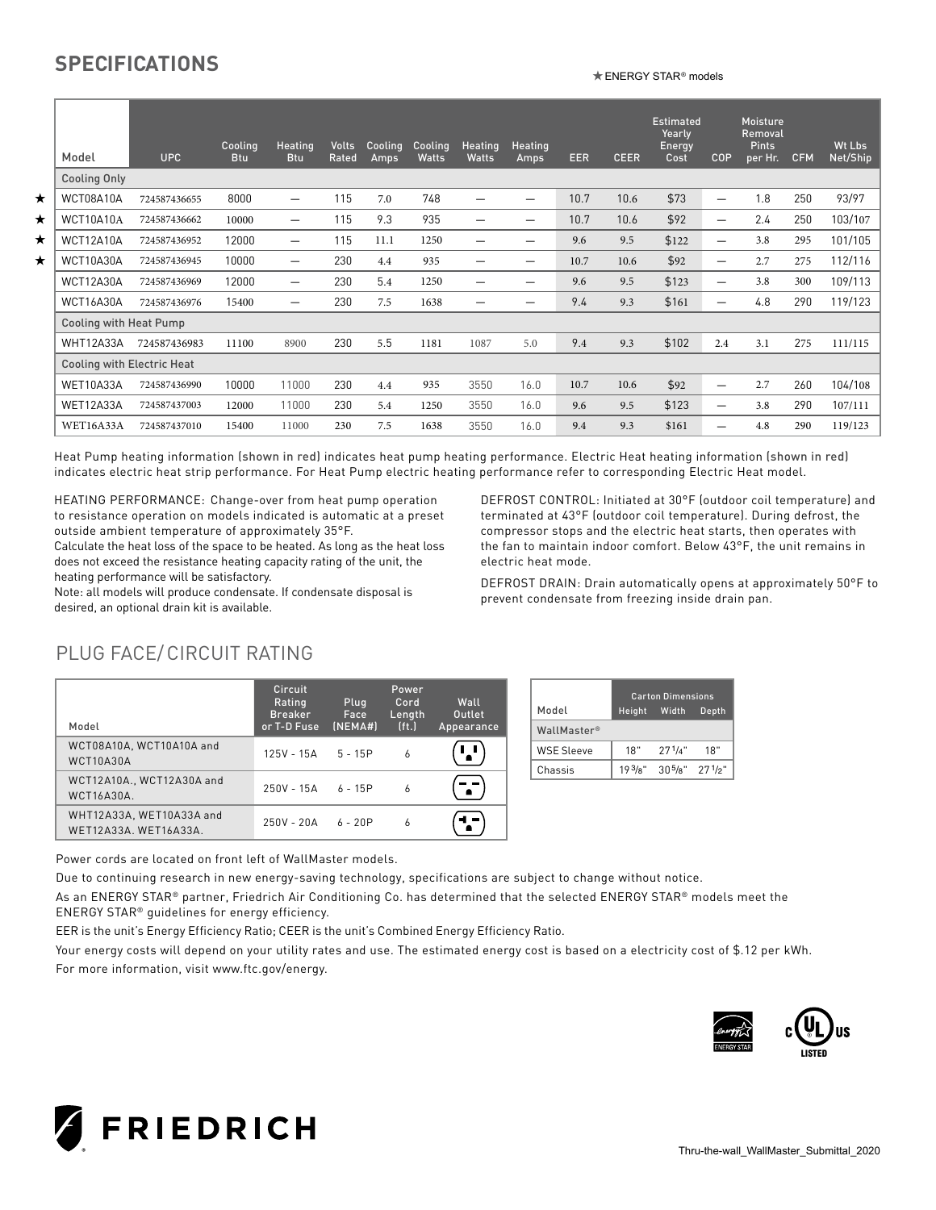## SPECIFICATIONS

★ ENERGY STAR® models

| | Model | UPC | Cooling Btu | Heating Btu | Volts Rated | Cooling Amps | Cooling Watts | Heating Watts | Heating Amps | EER | CEER | Estimated Yearly Energy Cost | COP | Moisture Removal Pints per Hr. | CFM | Wt Lbs Net/Ship |
|---|---|---|---|---|---|---|---|---|---|---|---|---|---|---|---|---|
| | **Cooling Only** | | | | | | | | | | | | | | | |
| ★ | WCT08A10A | 724587436655 | 8000 | — | 115 | 7.0 | 748 | — | — | 10.7 | 10.6 | $73 | — | 1.8 | 250 | 93/97 |
| ★ | WCT10A10A | 724587436662 | 10000 | — | 115 | 9.3 | 935 | — | — | 10.7 | 10.6 | $92 | — | 2.4 | 250 | 103/107 |
| ★ | WCT12A10A | 724587436952 | 12000 | — | 115 | 11.1 | 1250 | — | — | 9.6 | 9.5 | $122 | — | 3.8 | 295 | 101/105 |
| ★ | WCT10A30A | 724587436945 | 10000 | — | 230 | 4.4 | 935 | — | — | 10.7 | 10.6 | $92 | — | 2.7 | 275 | 112/116 |
| | WCT12A30A | 724587436969 | 12000 | — | 230 | 5.4 | 1250 | — | — | 9.6 | 9.5 | $123 | — | 3.8 | 300 | 109/113 |
| | WCT16A30A | 724587436976 | 15400 | — | 230 | 7.5 | 1638 | — | — | 9.4 | 9.3 | $161 | — | 4.8 | 290 | 119/123 |
| | **Cooling with Heat Pump** | | | | | | | | | | | | | | | |
| | WHT12A33A | 724587436983 | 11100 | 8900 | 230 | 5.5 | 1181 | 1087 | 5.0 | 9.4 | 9.3 | $102 | 2.4 | 3.1 | 275 | 111/115 |
| | **Cooling with Electric Heat** | | | | | | | | | | | | | | | |
| | WET10A33A | 724587436990 | 10000 | 11000 | 230 | 4.4 | 935 | 3550 | 16.0 | 10.7 | 10.6 | $92 | — | 2.7 | 260 | 104/108 |
| | WET12A33A | 724587437003 | 12000 | 11000 | 230 | 5.4 | 1250 | 3550 | 16.0 | 9.6 | 9.5 | $123 | — | 3.8 | 290 | 107/111 |
| | WET16A33A | 724587437010 | 15400 | 11000 | 230 | 7.5 | 1638 | 3550 | 16.0 | 9.4 | 9.3 | $161 | — | 4.8 | 290 | 119/123 |

Heat Pump heating information (shown in red) indicates heat pump heating performance. Electric Heat heating information (shown in red) indicates electric heat strip performance. For Heat Pump electric heating performance refer to corresponding Electric Heat model.

HEATING PERFORMANCE: Change-over from heat pump operation to resistance operation on models indicated is automatic at a preset outside ambient temperature of approximately 35°F.
Calculate the heat loss of the space to be heated. As long as the heat loss does not exceed the resistance heating capacity rating of the unit, the heating performance will be satisfactory.
Note: all models will produce condensate. If condensate disposal is desired, an optional drain kit is available.

DEFROST CONTROL: Initiated at 30°F (outdoor coil temperature) and terminated at 43°F (outdoor coil temperature). During defrost, the compressor stops and the electric heat starts, then operates with the fan to maintain indoor comfort. Below 43°F, the unit remains in electric heat mode.

DEFROST DRAIN: Drain automatically opens at approximately 50°F to prevent condensate from freezing inside drain pan.

## PLUG FACE/ CIRCUIT RATING

| Model | Circuit Rating Breaker or T-D Fuse | Plug Face (NEMA#) | Power Cord Length (ft.) | Wall Outlet Appearance |
|---|---|---|---|---|
| WCT08A10A, WCT10A10A and WCT10A30A | 125V - 15A | 5 - 15P | 6 | |
| WCT12A10A., WCT12A30A and WCT16A30A. | 250V - 15A | 6 - 15P | 6 | |
| WHT12A33A, WET10A33A and WET12A33A. WET16A33A. | 250V - 20A | 6 - 20P | 6 | |

| Model | Carton Dimensions Height | Width | Depth |
|---|---|---|---|
| **WallMaster®** | | | |
| WSE Sleeve | 18" | 27 1/4" | 18" |
| Chassis | 19 3/8" | 30 5/8" | 27 1/2" |

Power cords are located on front left of WallMaster models.

Due to continuing research in new energy-saving technology, specifications are subject to change without notice.

As an ENERGY STAR® partner, Friedrich Air Conditioning Co. has determined that the selected ENERGY STAR® models meet the ENERGY STAR® guidelines for energy efficiency.

EER is the unit's Energy Efficiency Ratio; CEER is the unit's Combined Energy Efficiency Ratio.

Your energy costs will depend on your utility rates and use. The estimated energy cost is based on a electricity cost of $.12 per kWh.
For more information, visit www.ftc.gov/energy.

FRIEDRICH

Thru-the-wall_WallMaster_Submittal_2020